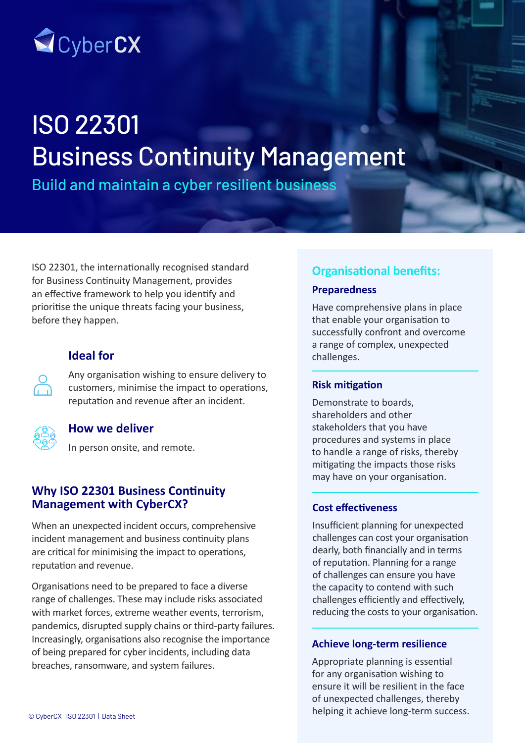CyberCX

# ISO 22301
# Business Continuity Management

## Build and maintain a cyber resilient business

ISO 22301, the internationally recognised standard for Business Continuity Management, provides an effective framework to help you identify and prioritise the unique threats facing your business, before they happen.

### Ideal for

Any organisation wishing to ensure delivery to customers, minimise the impact to operations, reputation and revenue after an incident.

### How we deliver

In person onsite, and remote.

### Why ISO 22301 Business Continuity Management with CyberCX?

When an unexpected incident occurs, comprehensive incident management and business continuity plans are critical for minimising the impact to operations, reputation and revenue.

Organisations need to be prepared to face a diverse range of challenges. These may include risks associated with market forces, extreme weather events, terrorism, pandemics, disrupted supply chains or third-party failures. Increasingly, organisations also recognise the importance of being prepared for cyber incidents, including data breaches, ransomware, and system failures.

## Organisational benefits:

### Preparedness

Have comprehensive plans in place that enable your organisation to successfully confront and overcome a range of complex, unexpected challenges.

### Risk mitigation

Demonstrate to boards, shareholders and other stakeholders that you have procedures and systems in place to handle a range of risks, thereby mitigating the impacts those risks may have on your organisation.

### Cost effectiveness

Insufficient planning for unexpected challenges can cost your organisation dearly, both financially and in terms of reputation. Planning for a range of challenges can ensure you have the capacity to contend with such challenges efficiently and effectively, reducing the costs to your organisation.

### Achieve long-term resilience

Appropriate planning is essential for any organisation wishing to ensure it will be resilient in the face of unexpected challenges, thereby helping it achieve long-term success.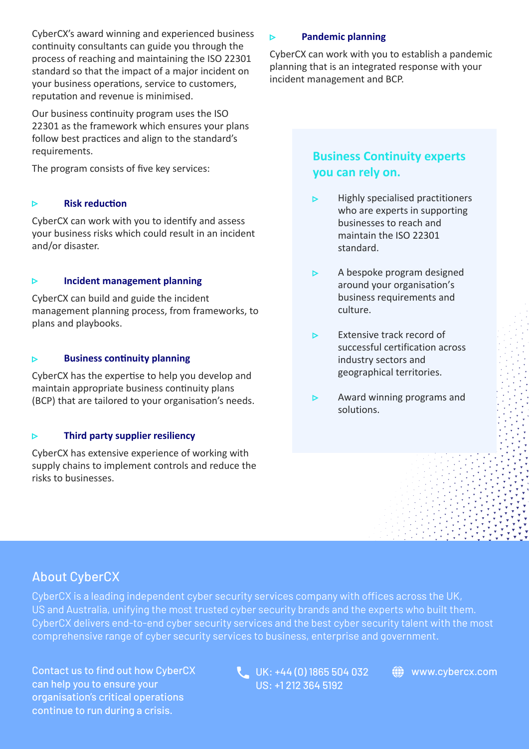CyberCX's award winning and experienced business continuity consultants can guide you through the process of reaching and maintaining the ISO 22301 standard so that the impact of a major incident on your business operations, service to customers, reputation and revenue is minimised.

Our business continuity program uses the ISO 22301 as the framework which ensures your plans follow best practices and align to the standard's requirements.

The program consists of five key services:

### Risk reduction

CyberCX can work with you to identify and assess your business risks which could result in an incident and/or disaster.

### Incident management planning

CyberCX can build and guide the incident management planning process, from frameworks, to plans and playbooks.

### Business continuity planning

CyberCX has the expertise to help you develop and maintain appropriate business continuity plans (BCP) that are tailored to your organisation's needs.

### Third party supplier resiliency

CyberCX has extensive experience of working with supply chains to implement controls and reduce the risks to businesses.

### Pandemic planning

CyberCX can work with you to establish a pandemic planning that is an integrated response with your incident management and BCP.

## Business Continuity experts you can rely on.

- Highly specialised practitioners who are experts in supporting businesses to reach and maintain the ISO 22301 standard.
- A bespoke program designed around your organisation's business requirements and culture.
- Extensive track record of successful certification across industry sectors and geographical territories.
- Award winning programs and solutions.

## About CyberCX

CyberCX is a leading independent cyber security services company with offices across the UK, US and Australia, unifying the most trusted cyber security brands and the experts who built them. CyberCX delivers end-to-end cyber security services and the best cyber security talent with the most comprehensive range of cyber security services to business, enterprise and government.

Contact us to find out how CyberCX can help you to ensure your organisation's critical operations continue to run during a crisis.

UK: +44 (0) 1865 504 032
US: +1 212 364 5192

www.cybercx.com